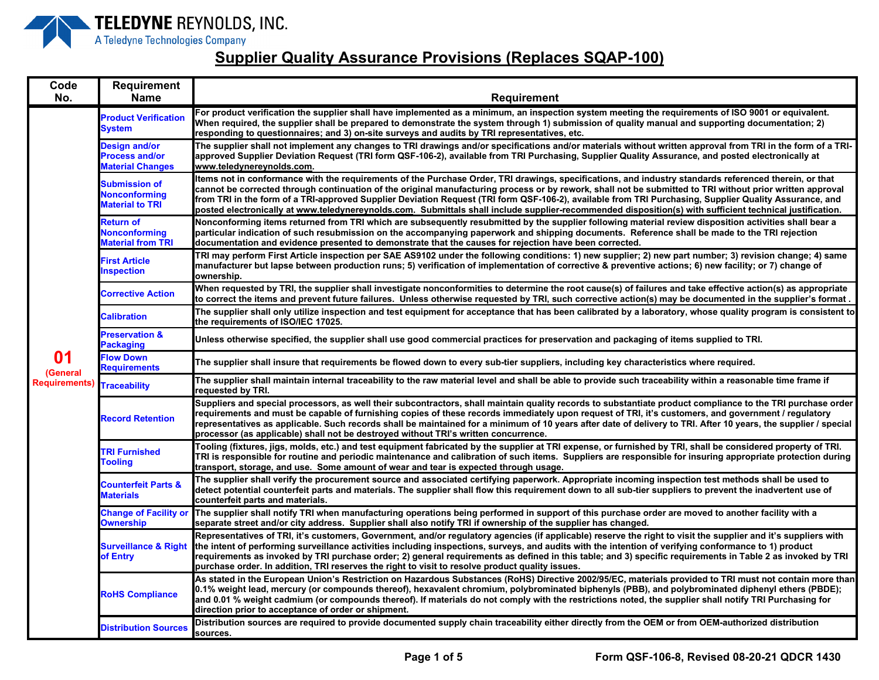TELEDYNE REYNOLDS, INC.
A Teledyne Technologies Company

# Supplier Quality Assurance Provisions (Replaces SQAP-100)

| Code No. | Requirement Name | Requirement |
|---|---|---|
| **01** (General Requirements) | Product Verification System | For product verification the supplier shall have implemented as a minimum, an inspection system meeting the requirements of ISO 9001 or equivalent. When required, the supplier shall be prepared to demonstrate the system through 1) submission of quality manual and supporting documentation; 2) responding to questionnaires; and 3) on-site surveys and audits by TRI representatives, etc. |
| | Design and/or Process and/or Material Changes | The supplier shall not implement any changes to TRI drawings and/or specifications and/or materials without written approval from TRI in the form of a TRI-approved Supplier Deviation Request (TRI form QSF-106-2), available from TRI Purchasing, Supplier Quality Assurance, and posted electronically at www.teledynereynolds.com. |
| | Submission of Nonconforming Material to TRI | Items not in conformance with the requirements of the Purchase Order, TRI drawings, specifications, and industry standards referenced therein, or that cannot be corrected through continuation of the original manufacturing process or by rework, shall not be submitted to TRI without prior written approval from TRI in the form of a TRI-approved Supplier Deviation Request (TRI form QSF-106-2), available from TRI Purchasing, Supplier Quality Assurance, and posted electronically at www.teledynereynolds.com. Submittals shall include supplier-recommended disposition(s) with sufficient technical justification. |
| | Return of Nonconforming Material from TRI | Nonconforming items returned from TRI which are subsequently resubmitted by the supplier following material review disposition activities shall bear a particular indication of such resubmission on the accompanying paperwork and shipping documents. Reference shall be made to the TRI rejection documentation and evidence presented to demonstrate that the causes for rejection have been corrected. |
| | First Article Inspection | TRI may perform First Article inspection per SAE AS9102 under the following conditions: 1) new supplier; 2) new part number; 3) revision change; 4) same manufacturer but lapse between production runs; 5) verification of implementation of corrective & preventive actions; 6) new facility; or 7) change of ownership. |
| | Corrective Action | When requested by TRI, the supplier shall investigate nonconformities to determine the root cause(s) of failures and take effective action(s) as appropriate to correct the items and prevent future failures. Unless otherwise requested by TRI, such corrective action(s) may be documented in the supplier's format . |
| | Calibration | The supplier shall only utilize inspection and test equipment for acceptance that has been calibrated by a laboratory, whose quality program is consistent to the requirements of ISO/IEC 17025. |
| | Preservation & Packaging | Unless otherwise specified, the supplier shall use good commercial practices for preservation and packaging of items supplied to TRI. |
| | Flow Down Requirements | The supplier shall insure that requirements be flowed down to every sub-tier suppliers, including key characteristics where required. |
| | Traceability | The supplier shall maintain internal traceability to the raw material level and shall be able to provide such traceability within a reasonable time frame if requested by TRI. |
| | Record Retention | Suppliers and special processors, as well their subcontractors, shall maintain quality records to substantiate product compliance to the TRI purchase order requirements and must be capable of furnishing copies of these records immediately upon request of TRI, it's customers, and government / regulatory representatives as applicable. Such records shall be maintained for a minimum of 10 years after date of delivery to TRI. After 10 years, the supplier / special processor (as applicable) shall not be destroyed without TRI's written concurrence. |
| | TRI Furnished Tooling | Tooling (fixtures, jigs, molds, etc.) and test equipment fabricated by the supplier at TRI expense, or furnished by TRI, shall be considered property of TRI. TRI is responsible for routine and periodic maintenance and calibration of such items. Suppliers are responsible for insuring appropriate protection during transport, storage, and use. Some amount of wear and tear is expected through usage. |
| | Counterfeit Parts & Materials | The supplier shall verify the procurement source and associated certifying paperwork. Appropriate incoming inspection test methods shall be used to detect potential counterfeit parts and materials. The supplier shall flow this requirement down to all sub-tier suppliers to prevent the inadvertent use of counterfeit parts and materials. |
| | Change of Facility or Ownership | The supplier shall notify TRI when manufacturing operations being performed in support of this purchase order are moved to another facility with a separate street and/or city address. Supplier shall also notify TRI if ownership of the supplier has changed. |
| | Surveillance & Right of Entry | Representatives of TRI, it's customers, Government, and/or regulatory agencies (if applicable) reserve the right to visit the supplier and it's suppliers with the intent of performing surveillance activities including inspections, surveys, and audits with the intention of verifying conformance to 1) product requirements as invoked by TRI purchase order; 2) general requirements as defined in this table; and 3) specific requirements in Table 2 as invoked by TRI purchase order. In addition, TRI reserves the right to visit to resolve product quality issues. |
| | RoHS Compliance | As stated in the European Union's Restriction on Hazardous Substances (RoHS) Directive 2002/95/EC, materials provided to TRI must not contain more than 0.1% weight lead, mercury (or compounds thereof), hexavalent chromium, polybrominated biphenyls (PBB), and polybrominated diphenyl ethers (PBDE); and 0.01 % weight cadmium (or compounds thereof). If materials do not comply with the restrictions noted, the supplier shall notify TRI Purchasing for direction prior to acceptance of order or shipment. |
| | Distribution Sources | Distribution sources are required to provide documented supply chain traceability either directly from the OEM or from OEM-authorized distribution sources. |

Form QSF-106-8, Revised 08-20-21 QDCR 1430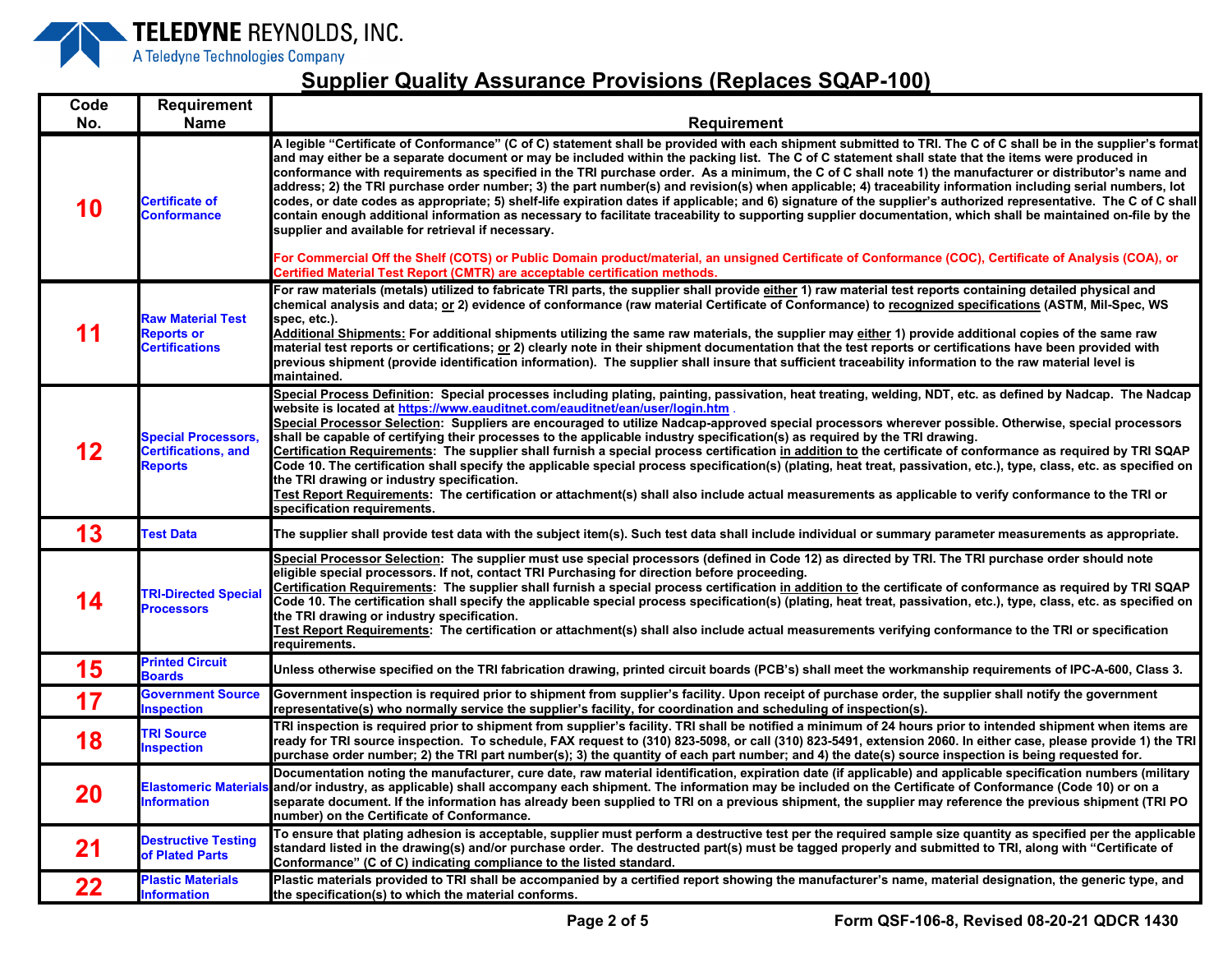**TELEDYNE REYNOLDS, INC.**
A Teledyne Technologies Company

## Supplier Quality Assurance Provisions (Replaces SQAP-100)

| Code No. | Requirement Name | Requirement |
|---|---|---|
| **10** | Certificate of Conformance | A legible "Certificate of Conformance" (C of C) statement shall be provided with each shipment submitted to TRI. The C of C shall be in the supplier's format and may either be a separate document or may be included within the packing list. The C of C statement shall state that the items were produced in conformance with requirements as specified in the TRI purchase order. As a minimum, the C of C shall note 1) the manufacturer or distributor's name and address; 2) the TRI purchase order number; 3) the part number(s) and revision(s) when applicable; 4) traceability information including serial numbers, lot codes, or date codes as appropriate; 5) shelf-life expiration dates if applicable; and 6) signature of the supplier's authorized representative. The C of C shall contain enough additional information as necessary to facilitate traceability to supporting supplier documentation, which shall be maintained on-file by the supplier and available for retrieval if necessary.<br><br>For Commercial Off the Shelf (COTS) or Public Domain product/material, an unsigned Certificate of Conformance (COC), Certificate of Analysis (COA), or Certified Material Test Report (CMTR) are acceptable certification methods. |
| **11** | Raw Material Test Reports or Certifications | For raw materials (metals) utilized to fabricate TRI parts, the supplier shall provide <u>either</u> 1) raw material test reports containing detailed physical and chemical analysis and data; <u>or</u> 2) evidence of conformance (raw material Certificate of Conformance) to <u>recognized specifications</u> (ASTM, Mil-Spec, WS spec, etc.).<br><u>Additional Shipments:</u> For additional shipments utilizing the same raw materials, the supplier may <u>either</u> 1) provide additional copies of the same raw material test reports or certifications; <u>or</u> 2) clearly note in their shipment documentation that the test reports or certifications have been provided with previous shipment (provide identification information). The supplier shall insure that sufficient traceability information to the raw material level is maintained. |
| **12** | Special Processors, Certifications, and Reports | <u>Special Process Definition</u>: Special processes including plating, painting, passivation, heat treating, welding, NDT, etc. as defined by Nadcap. The Nadcap website is located at https://www.eauditnet.com/eauditnet/ean/user/login.htm .<br><u>Special Processor Selection</u>: Suppliers are encouraged to utilize Nadcap-approved special processors wherever possible. Otherwise, special processors shall be capable of certifying their processes to the applicable industry specification(s) as required by the TRI drawing.<br><u>Certification Requirements</u>: The supplier shall furnish a special process certification <u>in addition to</u> the certificate of conformance as required by TRI SQAP Code 10. The certification shall specify the applicable special process specification(s) (plating, heat treat, passivation, etc.), type, class, etc. as specified on the TRI drawing or industry specification.<br><u>Test Report Requirements</u>: The certification or attachment(s) shall also include actual measurements as applicable to verify conformance to the TRI or specification requirements. |
| **13** | Test Data | The supplier shall provide test data with the subject item(s). Such test data shall include individual or summary parameter measurements as appropriate. |
| **14** | TRI-Directed Special Processors | <u>Special Processor Selection</u>: The supplier must use special processors (defined in Code 12) as directed by TRI. The TRI purchase order should note eligible special processors. If not, contact TRI Purchasing for direction before proceeding.<br><u>Certification Requirements</u>: The supplier shall furnish a special process certification <u>in addition to</u> the certificate of conformance as required by TRI SQAP Code 10. The certification shall specify the applicable special process specification(s) (plating, heat treat, passivation, etc.), type, class, etc. as specified on the TRI drawing or industry specification.<br><u>Test Report Requirements</u>: The certification or attachment(s) shall also include actual measurements verifying conformance to the TRI or specification requirements. |
| **15** | Printed Circuit Boards | Unless otherwise specified on the TRI fabrication drawing, printed circuit boards (PCB's) shall meet the workmanship requirements of IPC-A-600, Class 3. |
| **17** | Government Source Inspection | Government inspection is required prior to shipment from supplier's facility. Upon receipt of purchase order, the supplier shall notify the government representative(s) who normally service the supplier's facility, for coordination and scheduling of inspection(s). |
| **18** | TRI Source Inspection | TRI inspection is required prior to shipment from supplier's facility. TRI shall be notified a minimum of 24 hours prior to intended shipment when items are ready for TRI source inspection. To schedule, FAX request to (310) 823-5098, or call (310) 823-5491, extension 2060. In either case, please provide 1) the TRI purchase order number; 2) the TRI part number(s); 3) the quantity of each part number; and 4) the date(s) source inspection is being requested for. |
| **20** | Elastomeric Materials Information | Documentation noting the manufacturer, cure date, raw material identification, expiration date (if applicable) and applicable specification numbers (military and/or industry, as applicable) shall accompany each shipment. The information may be included on the Certificate of Conformance (Code 10) or on a separate document. If the information has already been supplied to TRI on a previous shipment, the supplier may reference the previous shipment (TRI PO number) on the Certificate of Conformance. |
| **21** | Destructive Testing of Plated Parts | To ensure that plating adhesion is acceptable, supplier must perform a destructive test per the required sample size quantity as specified per the applicable standard listed in the drawing(s) and/or purchase order. The destructed part(s) must be tagged properly and submitted to TRI, along with "Certificate of Conformance" (C of C) indicating compliance to the listed standard. |
| **22** | Plastic Materials Information | Plastic materials provided to TRI shall be accompanied by a certified report showing the manufacturer's name, material designation, the generic type, and the specification(s) to which the material conforms. |

Form QSF-106-8, Revised 08-20-21 QDCR 1430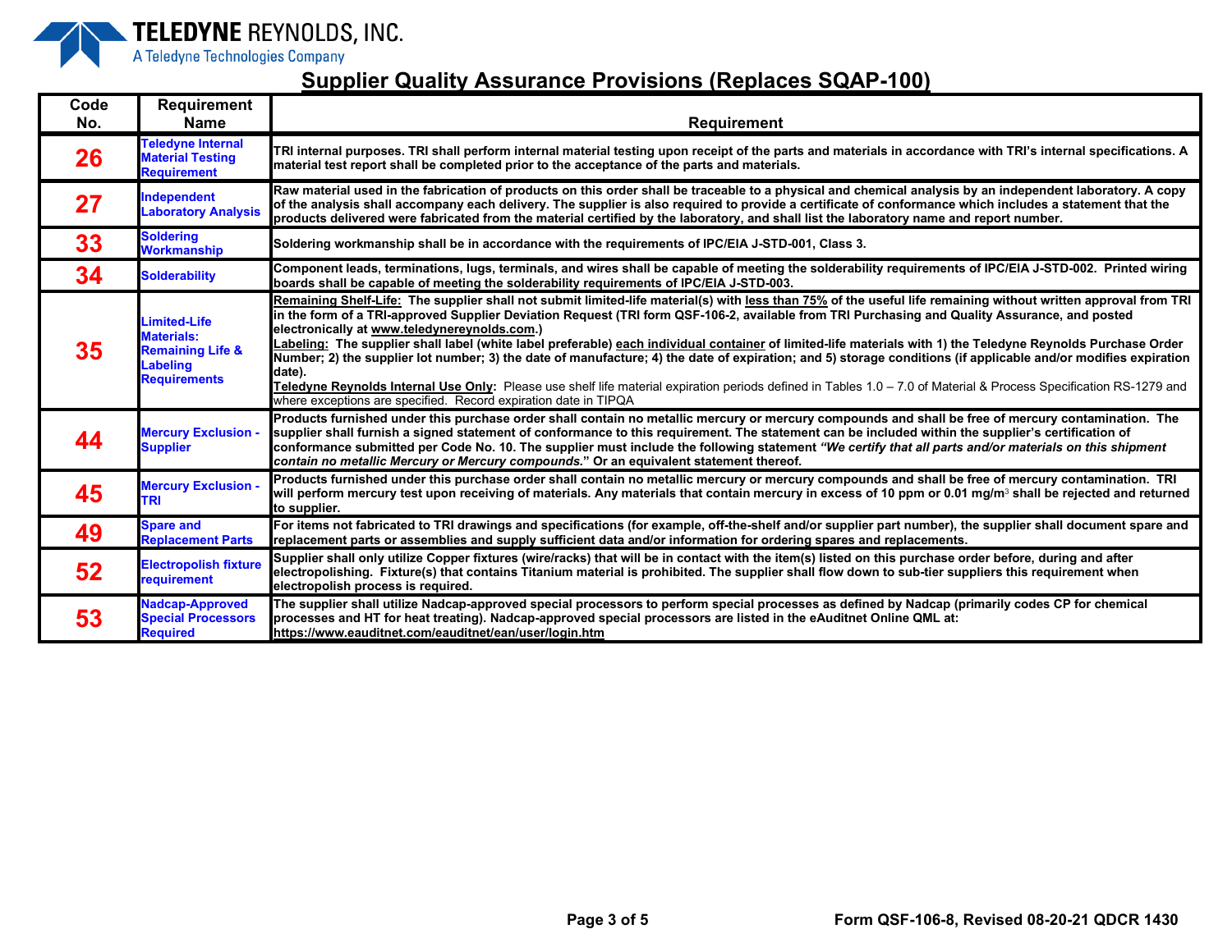TELEDYNE REYNOLDS, INC.
A Teledyne Technologies Company

# Supplier Quality Assurance Provisions (Replaces SQAP-100)

| Code No. | Requirement Name | Requirement |
|---|---|---|
| **26** | **Teledyne Internal Material Testing Requirement** | **TRI internal purposes. TRI shall perform internal material testing upon receipt of the parts and materials in accordance with TRI's internal specifications. A material test report shall be completed prior to the acceptance of the parts and materials.** |
| **27** | **Independent Laboratory Analysis** | **Raw material used in the fabrication of products on this order shall be traceable to a physical and chemical analysis by an independent laboratory. A copy of the analysis shall accompany each delivery. The supplier is also required to provide a certificate of conformance which includes a statement that the products delivered were fabricated from the material certified by the laboratory, and shall list the laboratory name and report number.** |
| **33** | **Soldering Workmanship** | **Soldering workmanship shall be in accordance with the requirements of IPC/EIA J-STD-001, Class 3.** |
| **34** | **Solderability** | **Component leads, terminations, lugs, terminals, and wires shall be capable of meeting the solderability requirements of IPC/EIA J-STD-002. Printed wiring boards shall be capable of meeting the solderability requirements of IPC/EIA J-STD-003.** |
| **35** | **Limited-Life Materials: Remaining Life & Labeling Requirements** | **Remaining Shelf-Life: The supplier shall not submit limited-life material(s) with less than 75% of the useful life remaining without written approval from TRI in the form of a TRI-approved Supplier Deviation Request (TRI form QSF-106-2, available from TRI Purchasing and Quality Assurance, and posted electronically at www.teledynereynolds.com.)**<br>**Labeling: The supplier shall label (white label preferable) each individual container of limited-life materials with 1) the Teledyne Reynolds Purchase Order Number; 2) the supplier lot number; 3) the date of manufacture; 4) the date of expiration; and 5) storage conditions (if applicable and/or modifies expiration date).**<br>**Teledyne Reynolds Internal Use Only:** Please use shelf life material expiration periods defined in Tables 1.0 – 7.0 of Material & Process Specification RS-1279 and where exceptions are specified. Record expiration date in TIPQA |
| **44** | **Mercury Exclusion - Supplier** | **Products furnished under this purchase order shall contain no metallic mercury or mercury compounds and shall be free of mercury contamination. The supplier shall furnish a signed statement of conformance to this requirement. The statement can be included within the supplier's certification of conformance submitted per Code No. 10. The supplier must include the following statement *"We certify that all parts and/or materials on this shipment contain no metallic Mercury or Mercury compounds."* Or an equivalent statement thereof.** |
| **45** | **Mercury Exclusion - TRI** | **Products furnished under this purchase order shall contain no metallic mercury or mercury compounds and shall be free of mercury contamination. TRI will perform mercury test upon receiving of materials. Any materials that contain mercury in excess of 10 ppm or 0.01 mg/m$^3$ shall be rejected and returned to supplier.** |
| **49** | **Spare and Replacement Parts** | **For items not fabricated to TRI drawings and specifications (for example, off-the-shelf and/or supplier part number), the supplier shall document spare and replacement parts or assemblies and supply sufficient data and/or information for ordering spares and replacements.** |
| **52** | **Electropolish fixture requirement** | **Supplier shall only utilize Copper fixtures (wire/racks) that will be in contact with the item(s) listed on this purchase order before, during and after electropolishing. Fixture(s) that contains Titanium material is prohibited. The supplier shall flow down to sub-tier suppliers this requirement when electropolish process is required.** |
| **53** | **Nadcap-Approved Special Processors Required** | **The supplier shall utilize Nadcap-approved special processors to perform special processes as defined by Nadcap (primarily codes CP for chemical processes and HT for heat treating). Nadcap-approved special processors are listed in the eAuditnet Online QML at: https://www.eauditnet.com/eauditnet/ean/user/login.htm** |

Form QSF-106-8, Revised 08-20-21 QDCR 1430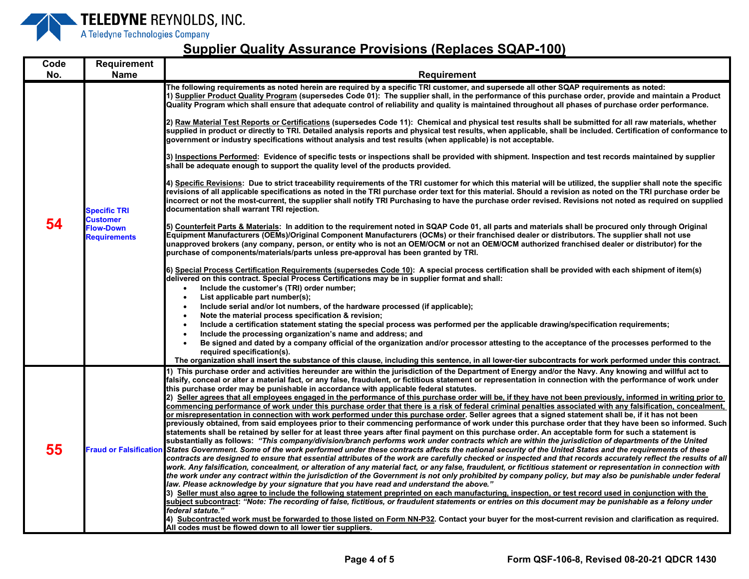## Supplier Quality Assurance Provisions (Replaces SQAP-100)

| Code No. | Requirement Name | Requirement |
|---|---|---|
| **54** | Specific TRI Customer Flow-Down Requirements | **The following requirements as noted herein are required by a specific TRI customer, and supersede all other SQAP requirements as noted:**<br>**1) Supplier Product Quality Program (supersedes Code 01): The supplier shall, in the performance of this purchase order, provide and maintain a Product Quality Program which shall ensure that adequate control of reliability and quality is maintained throughout all phases of purchase order performance.**<br><br>**2) Raw Material Test Reports or Certifications (supersedes Code 11): Chemical and physical test results shall be submitted for all raw materials, whether supplied in product or directly to TRI. Detailed analysis reports and physical test results, when applicable, shall be included. Certification of conformance to government or industry specifications without analysis and test results (when applicable) is not acceptable.**<br><br>**3) Inspections Performed: Evidence of specific tests or inspections shall be provided with shipment. Inspection and test records maintained by supplier shall be adequate enough to support the quality level of the products provided.**<br><br>**4) Specific Revisions: Due to strict traceability requirements of the TRI customer for which this material will be utilized, the supplier shall note the specific revisions of all applicable specifications as noted in the TRI purchase order text for this material. Should a revision as noted on the TRI purchase order be incorrect or not the most-current, the supplier shall notify TRI Purchasing to have the purchase order revised. Revisions not noted as required on supplied documentation shall warrant TRI rejection.**<br><br>**5) Counterfeit Parts & Materials: In addition to the requirement noted in SQAP Code 01, all parts and materials shall be procured only through Original Equipment Manufacturers (OEMs)/Original Component Manufacturers (OCMs) or their franchised dealer or distributors. The supplier shall not use unapproved brokers (any company, person, or entity who is not an OEM/OCM or not an OEM/OCM authorized franchised dealer or distributor) for the purchase of components/materials/parts unless pre-approval has been granted by TRI.**<br><br>**6) Special Process Certification Requirements (supersedes Code 10): A special process certification shall be provided with each shipment of item(s) delivered on this contract. Special Process Certifications may be in supplier format and shall:**<br>• **Include the customer's (TRI) order number;**<br>• **List applicable part number(s);**<br>• **Include serial and/or lot numbers, of the hardware processed (if applicable);**<br>• **Note the material process specification & revision;**<br>• **Include a certification statement stating the special process was performed per the applicable drawing/specification requirements;**<br>• **Include the processing organization's name and address; and**<br>• **Be signed and dated by a company official of the organization and/or processor attesting to the acceptance of the processes performed to the required specification(s).**<br>**The organization shall insert the substance of this clause, including this sentence, in all lower-tier subcontracts for work performed under this contract.** |
| **55** | Fraud or Falsification | **1) This purchase order and activities hereunder are within the jurisdiction of the Department of Energy and/or the Navy. Any knowing and willful act to falsify, conceal or alter a material fact, or any false, fraudulent, or fictitious statement or representation in connection with the performance of work under this purchase order may be punishable in accordance with applicable federal statutes.**<br>**2) Seller agrees that all employees engaged in the performance of this purchase order will be, if they have not been previously, informed in writing prior to commencing performance of work under this purchase order that there is a risk of federal criminal penalties associated with any falsification, concealment, or misrepresentation in connection with work performed under this purchase order. Seller agrees that a signed statement shall be, if it has not been previously obtained, from said employees prior to their commencing performance of work under this purchase order that they have been so informed. Such statements shall be retained by seller for at least three years after final payment on this purchase order. An acceptable form for such a statement is substantially as follows:** ***"This company/division/branch performs work under contracts which are within the jurisdiction of departments of the United States Government. Some of the work performed under these contracts affects the national security of the United States and the requirements of these contracts are designed to ensure that essential attributes of the work are carefully checked or inspected and that records accurately reflect the results of all work. Any falsification, concealment, or alteration of any material fact, or any false, fraudulent, or fictitious statement or representation in connection with the work under any contract within the jurisdiction of the Government is not only prohibited by company policy, but may also be punishable under federal law. Please acknowledge by your signature that you have read and understand the above."***<br>**3) Seller must also agree to include the following statement preprinted on each manufacturing, inspection, or test record used in conjunction with the subject subcontract:** ***"Note: The recording of false, fictitious, or fraudulent statements or entries on this document may be punishable as a felony under federal statute."***<br>**4) Subcontracted work must be forwarded to those listed on Form NN-P32. Contact your buyer for the most-current revision and clarification as required. All codes must be flowed down to all lower tier suppliers.** |

Form QSF-106-8, Revised 08-20-21 QDCR 1430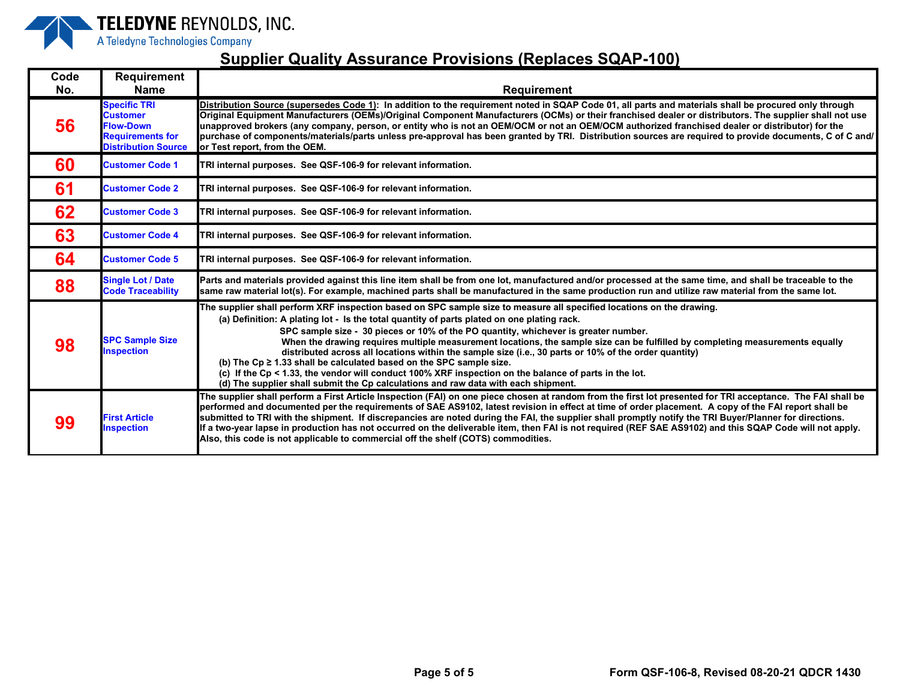**TELEDYNE REYNOLDS, INC.**
A Teledyne Technologies Company

## Supplier Quality Assurance Provisions (Replaces SQAP-100)

| Code No. | Requirement Name | Requirement |
|---|---|---|
| 56 | Specific TRI Customer Flow-Down Requirements for Distribution Source | Distribution Source (supersedes Code 1): In addition to the requirement noted in SQAP Code 01, all parts and materials shall be procured only through Original Equipment Manufacturers (OEMs)/Original Component Manufacturers (OCMs) or their franchised dealer or distributors. The supplier shall not use unapproved brokers (any company, person, or entity who is not an OEM/OCM or not an OEM/OCM authorized franchised dealer or distributor) for the purchase of components/materials/parts unless pre-approval has been granted by TRI. Distribution sources are required to provide documents, C of C and/ or Test report, from the OEM. |
| 60 | Customer Code 1 | TRI internal purposes. See QSF-106-9 for relevant information. |
| 61 | Customer Code 2 | TRI internal purposes. See QSF-106-9 for relevant information. |
| 62 | Customer Code 3 | TRI internal purposes. See QSF-106-9 for relevant information. |
| 63 | Customer Code 4 | TRI internal purposes. See QSF-106-9 for relevant information. |
| 64 | Customer Code 5 | TRI internal purposes. See QSF-106-9 for relevant information. |
| 88 | Single Lot / Date Code Traceability | Parts and materials provided against this line item shall be from one lot, manufactured and/or processed at the same time, and shall be traceable to the same raw material lot(s). For example, machined parts shall be manufactured in the same production run and utilize raw material from the same lot. |
| 98 | SPC Sample Size Inspection | The supplier shall perform XRF inspection based on SPC sample size to measure all specified locations on the drawing.<br>(a) Definition: A plating lot - Is the total quantity of parts plated on one plating rack.<br>SPC sample size - 30 pieces or 10% of the PO quantity, whichever is greater number.<br>When the drawing requires multiple measurement locations, the sample size can be fulfilled by completing measurements equally distributed across all locations within the sample size (i.e., 30 parts or 10% of the order quantity)<br>(b) The Cp ≥ 1.33 shall be calculated based on the SPC sample size.<br>(c) If the Cp < 1.33, the vendor will conduct 100% XRF inspection on the balance of parts in the lot.<br>(d) The supplier shall submit the Cp calculations and raw data with each shipment. |
| 99 | First Article Inspection | The supplier shall perform a First Article Inspection (FAI) on one piece chosen at random from the first lot presented for TRI acceptance. The FAI shall be performed and documented per the requirements of SAE AS9102, latest revision in effect at time of order placement. A copy of the FAI report shall be submitted to TRI with the shipment. If discrepancies are noted during the FAI, the supplier shall promptly notify the TRI Buyer/Planner for directions.<br>If a two-year lapse in production has not occurred on the deliverable item, then FAI is not required (REF SAE AS9102) and this SQAP Code will not apply. Also, this code is not applicable to commercial off the shelf (COTS) commodities. |

Form QSF-106-8, Revised 08-20-21 QDCR 1430